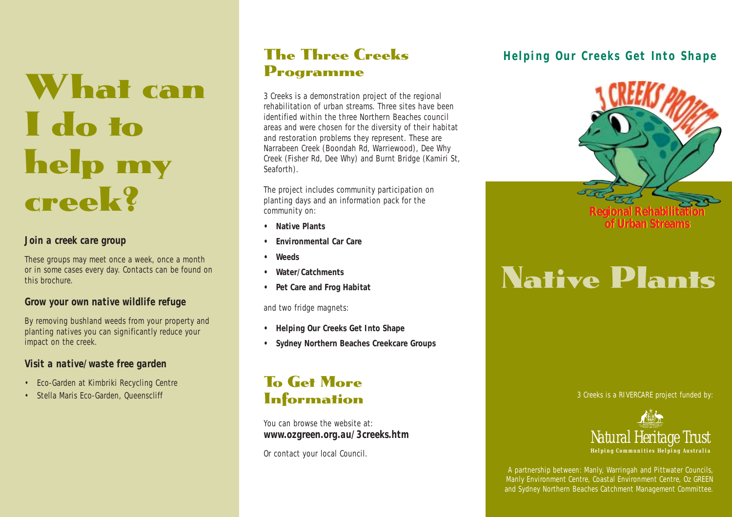# What can I do to help my creek?

### Join a creek care group

*These groups may meet once a week, once a month or in some cases every day. Contacts can be found on this brochure.*

### Grow your own native wildlife refuge

*By removing bushland weeds from your property and planting natives you can significantly reduce your impact on the creek.*

### Visit a native/waste free garden

- *Eco-Garden at Kimbriki Recycling Centre*
- *Stella Maris Eco-Garden, Queenscliff*

## The Three Creeks Programme

*3 Creeks is a demonstration project of the regional rehabilitation of urban streams. Three sites have been identified within the three Northern Beaches council areas and were chosen for the diversity of their habitat and restoration problems they represent. These are Narrabeen Creek (Boondah Rd, Warriewood), Dee Why Creek (Fisher Rd, Dee Why) and Burnt Bridge (Kamiri St, Seaforth).*

*The project includes community participation on planting days and an information pack for the community on:*

- **Native Plants**
- **Environmental Car Care**
- **Weeds**
- **Water/Catchments**
- **Pet Care and Frog Habitat**

*and two fridge magnets:*

- **Helping Our Creeks Get Into Shape**
- **Sydney Northern Beaches Creekcare Groups**

## To Get More Information

*You can browse the website at:*
**www.ozgreen.org.au/3creeks.htm**

*Or contact your local Council.*

### Helping Our Creeks Get Into Shape

3 CREEKS PROJECT

**Regional Rehabilitation of Urban Streams**

# Native Plants

*3 Creeks is a RIVERCARE project funded by:*

Natural Heritage Trust
**Helping Communities Helping Australia**

*A partnership between: Manly, Warringah and Pittwater Councils, Manly Environment Centre, Coastal Environment Centre, Oz GREEN and Sydney Northern Beaches Catchment Management Committee.*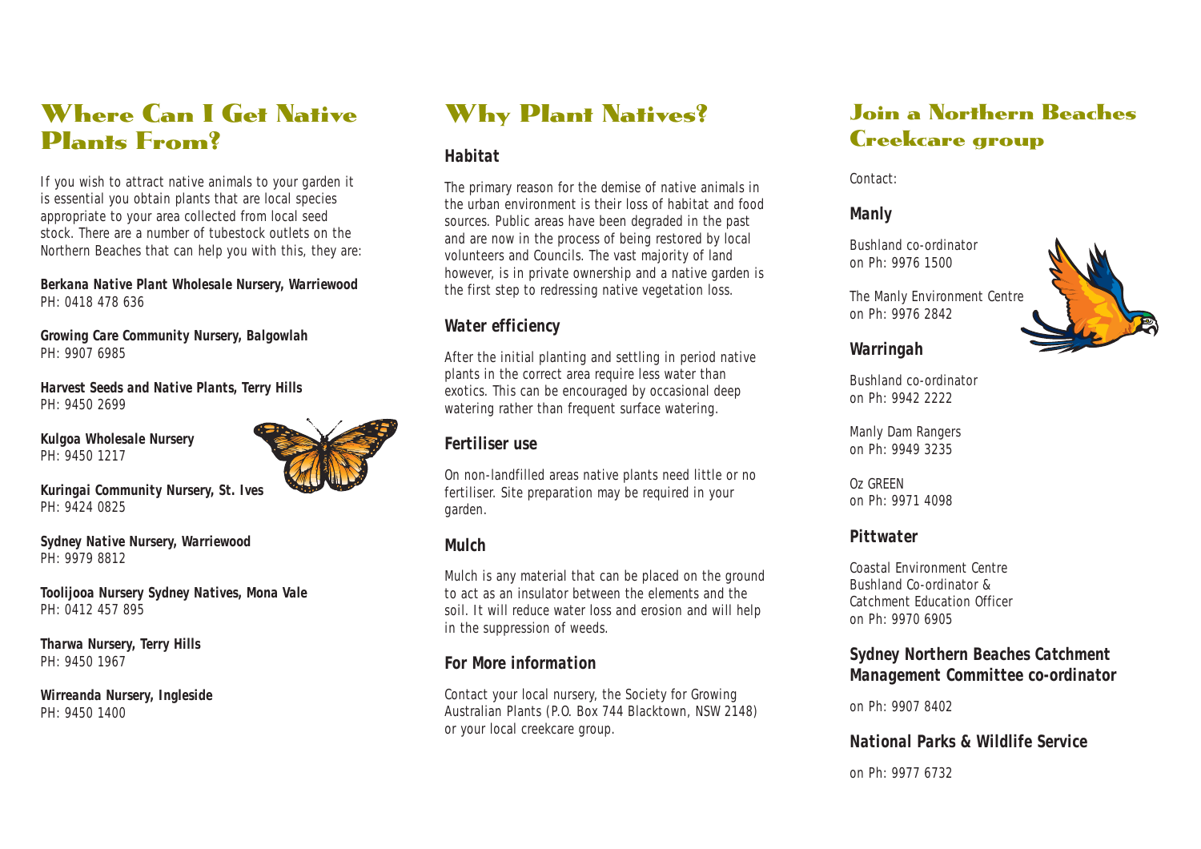## Where Can I Get Native Plants From?

If you wish to attract native animals to your garden it is essential you obtain plants that are local species appropriate to your area collected from local seed stock. There are a number of tubestock outlets on the Northern Beaches that can help you with this, they are:

**Berkana Native Plant Wholesale Nursery, Warriewood**
PH: 0418 478 636

**Growing Care Community Nursery, Balgowlah**
PH: 9907 6985

**Harvest Seeds and Native Plants, Terry Hills**
PH: 9450 2699

**Kulgoa Wholesale Nursery**
PH: 9450 1217

**Kuringai Community Nursery, St. Ives**
PH: 9424 0825

**Sydney Native Nursery, Warriewood**
PH: 9979 8812

**Toolijooa Nursery Sydney Natives, Mona Vale**
PH: 0412 457 895

**Tharwa Nursery, Terry Hills**
PH: 9450 1967

**Wirreanda Nursery, Ingleside**
PH: 9450 1400

## Why Plant Natives?

### Habitat

The primary reason for the demise of native animals in the urban environment is their loss of habitat and food sources. Public areas have been degraded in the past and are now in the process of being restored by local volunteers and Councils. The vast majority of land however, is in private ownership and a native garden is the first step to redressing native vegetation loss.

### Water efficiency

After the initial planting and settling in period native plants in the correct area require less water than exotics. This can be encouraged by occasional deep watering rather than frequent surface watering.

### Fertiliser use

On non-landfilled areas native plants need little or no fertiliser. Site preparation may be required in your garden.

### Mulch

Mulch is any material that can be placed on the ground to act as an insulator between the elements and the soil. It will reduce water loss and erosion and will help in the suppression of weeds.

### For More information

Contact your local nursery, the Society for Growing Australian Plants (P.O. Box 744 Blacktown, NSW 2148) or your local creekcare group.

## Join a Northern Beaches Creekcare group

Contact:

### Manly

Bushland co-ordinator
on Ph: 9976 1500

The Manly Environment Centre
on Ph: 9976 2842

### Warringah

Bushland co-ordinator
on Ph: 9942 2222

Manly Dam Rangers
on Ph: 9949 3235

Oz GREEN
on Ph: 9971 4098

### Pittwater

Coastal Environment Centre
Bushland Co-ordinator &
Catchment Education Officer
on Ph: 9970 6905

### Sydney Northern Beaches Catchment Management Committee co-ordinator

on Ph: 9907 8402

### National Parks & Wildlife Service

on Ph: 9977 6732